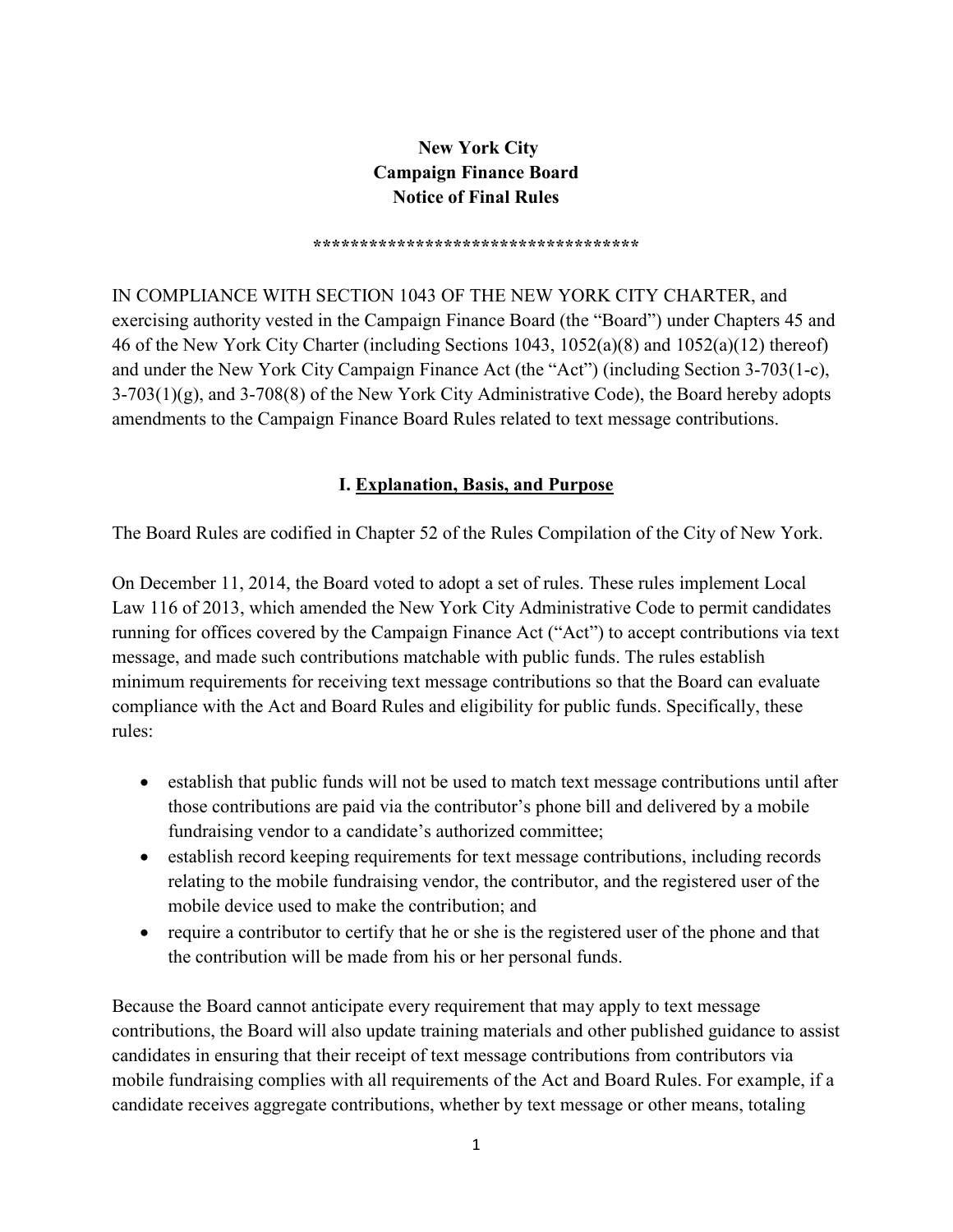**New York City**
**Campaign Finance Board**
**Notice of Final Rules**

**********************************

IN COMPLIANCE WITH SECTION 1043 OF THE NEW YORK CITY CHARTER, and exercising authority vested in the Campaign Finance Board (the "Board") under Chapters 45 and 46 of the New York City Charter (including Sections 1043, 1052(a)(8) and 1052(a)(12) thereof) and under the New York City Campaign Finance Act (the "Act") (including Section 3-703(1-c), 3-703(1)(g), and 3-708(8) of the New York City Administrative Code), the Board hereby adopts amendments to the Campaign Finance Board Rules related to text message contributions.

## I. Explanation, Basis, and Purpose

The Board Rules are codified in Chapter 52 of the Rules Compilation of the City of New York.

On December 11, 2014, the Board voted to adopt a set of rules. These rules implement Local Law 116 of 2013, which amended the New York City Administrative Code to permit candidates running for offices covered by the Campaign Finance Act ("Act") to accept contributions via text message, and made such contributions matchable with public funds. The rules establish minimum requirements for receiving text message contributions so that the Board can evaluate compliance with the Act and Board Rules and eligibility for public funds. Specifically, these rules:

- establish that public funds will not be used to match text message contributions until after those contributions are paid via the contributor's phone bill and delivered by a mobile fundraising vendor to a candidate's authorized committee;
- establish record keeping requirements for text message contributions, including records relating to the mobile fundraising vendor, the contributor, and the registered user of the mobile device used to make the contribution; and
- require a contributor to certify that he or she is the registered user of the phone and that the contribution will be made from his or her personal funds.

Because the Board cannot anticipate every requirement that may apply to text message contributions, the Board will also update training materials and other published guidance to assist candidates in ensuring that their receipt of text message contributions from contributors via mobile fundraising complies with all requirements of the Act and Board Rules. For example, if a candidate receives aggregate contributions, whether by text message or other means, totaling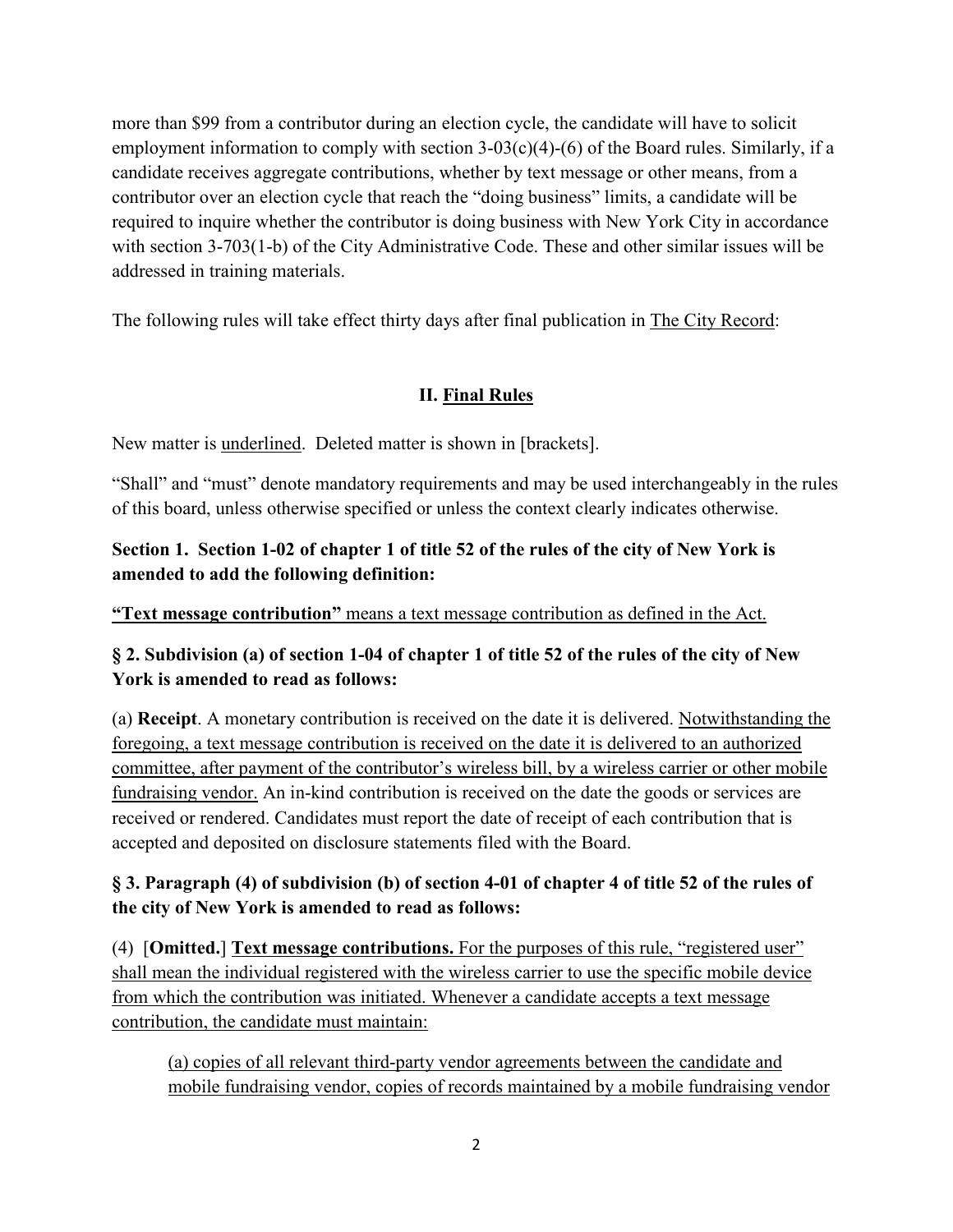more than $99 from a contributor during an election cycle, the candidate will have to solicit employment information to comply with section 3-03(c)(4)-(6) of the Board rules. Similarly, if a candidate receives aggregate contributions, whether by text message or other means, from a contributor over an election cycle that reach the "doing business" limits, a candidate will be required to inquire whether the contributor is doing business with New York City in accordance with section 3-703(1-b) of the City Administrative Code. These and other similar issues will be addressed in training materials.

The following rules will take effect thirty days after final publication in <u>The City Record</u>:

## II. <u>Final Rules</u>

New matter is <u>underlined</u>. Deleted matter is shown in [brackets].

"Shall" and "must" denote mandatory requirements and may be used interchangeably in the rules of this board, unless otherwise specified or unless the context clearly indicates otherwise.

**Section 1. Section 1-02 of chapter 1 of title 52 of the rules of the city of New York is amended to add the following definition:**

<u>**"Text message contribution"** means a text message contribution as defined in the Act.</u>

**§ 2. Subdivision (a) of section 1-04 of chapter 1 of title 52 of the rules of the city of New York is amended to read as follows:**

(a) **Receipt**. A monetary contribution is received on the date it is delivered. <u>Notwithstanding the foregoing, a text message contribution is received on the date it is delivered to an authorized committee, after payment of the contributor's wireless bill, by a wireless carrier or other mobile fundraising vendor.</u> An in-kind contribution is received on the date the goods or services are received or rendered. Candidates must report the date of receipt of each contribution that is accepted and deposited on disclosure statements filed with the Board.

**§ 3. Paragraph (4) of subdivision (b) of section 4-01 of chapter 4 of title 52 of the rules of the city of New York is amended to read as follows:**

(4) [**Omitted.**] <u>**Text message contributions.** For the purposes of this rule, "registered user" shall mean the individual registered with the wireless carrier to use the specific mobile device from which the contribution was initiated. Whenever a candidate accepts a text message contribution, the candidate must maintain:</u>

> <u>(a) copies of all relevant third-party vendor agreements between the candidate and mobile fundraising vendor, copies of records maintained by a mobile fundraising vendor</u>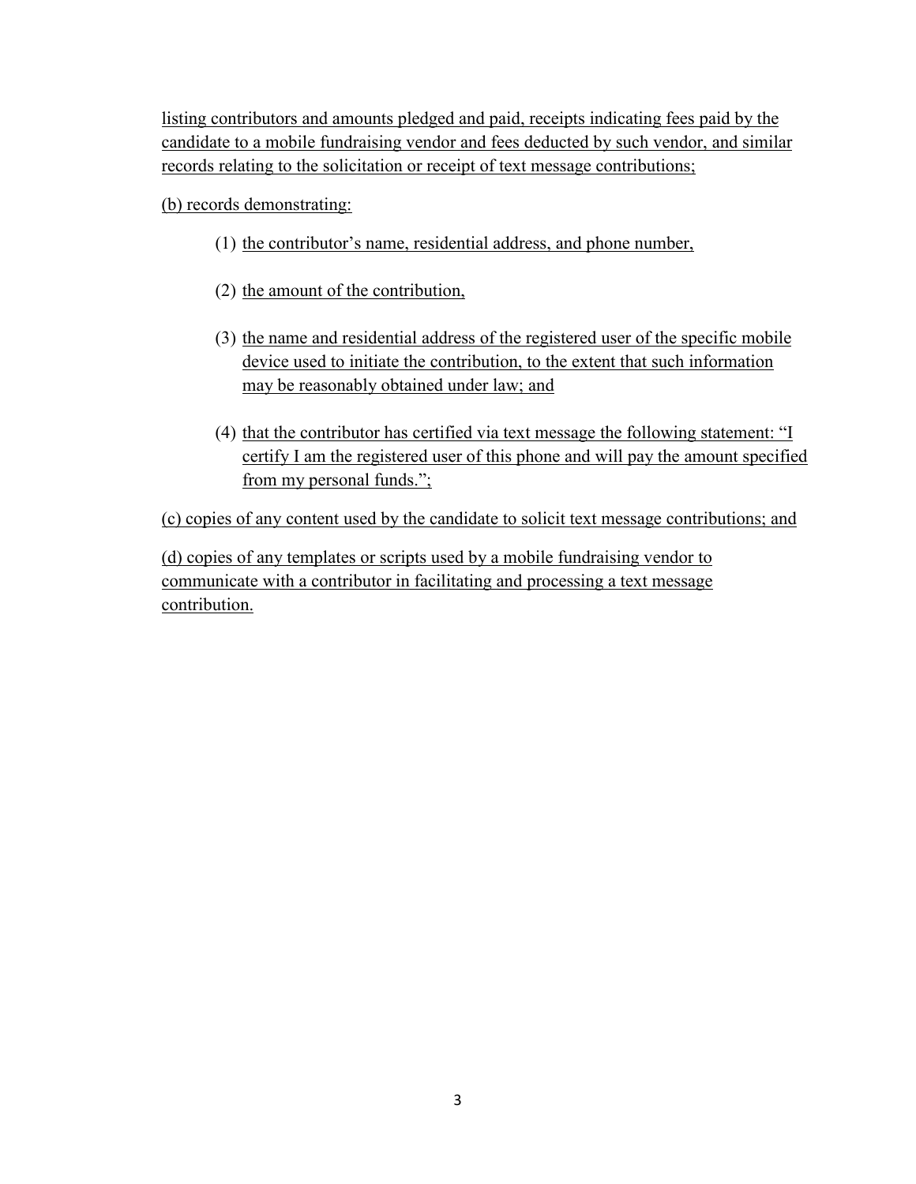listing contributors and amounts pledged and paid, receipts indicating fees paid by the candidate to a mobile fundraising vendor and fees deducted by such vendor, and similar records relating to the solicitation or receipt of text message contributions;

(b) records demonstrating:

(1) the contributor's name, residential address, and phone number,

(2) the amount of the contribution,

(3) the name and residential address of the registered user of the specific mobile device used to initiate the contribution, to the extent that such information may be reasonably obtained under law; and

(4) that the contributor has certified via text message the following statement: "I certify I am the registered user of this phone and will pay the amount specified from my personal funds.";

(c) copies of any content used by the candidate to solicit text message contributions; and

(d) copies of any templates or scripts used by a mobile fundraising vendor to communicate with a contributor in facilitating and processing a text message contribution.